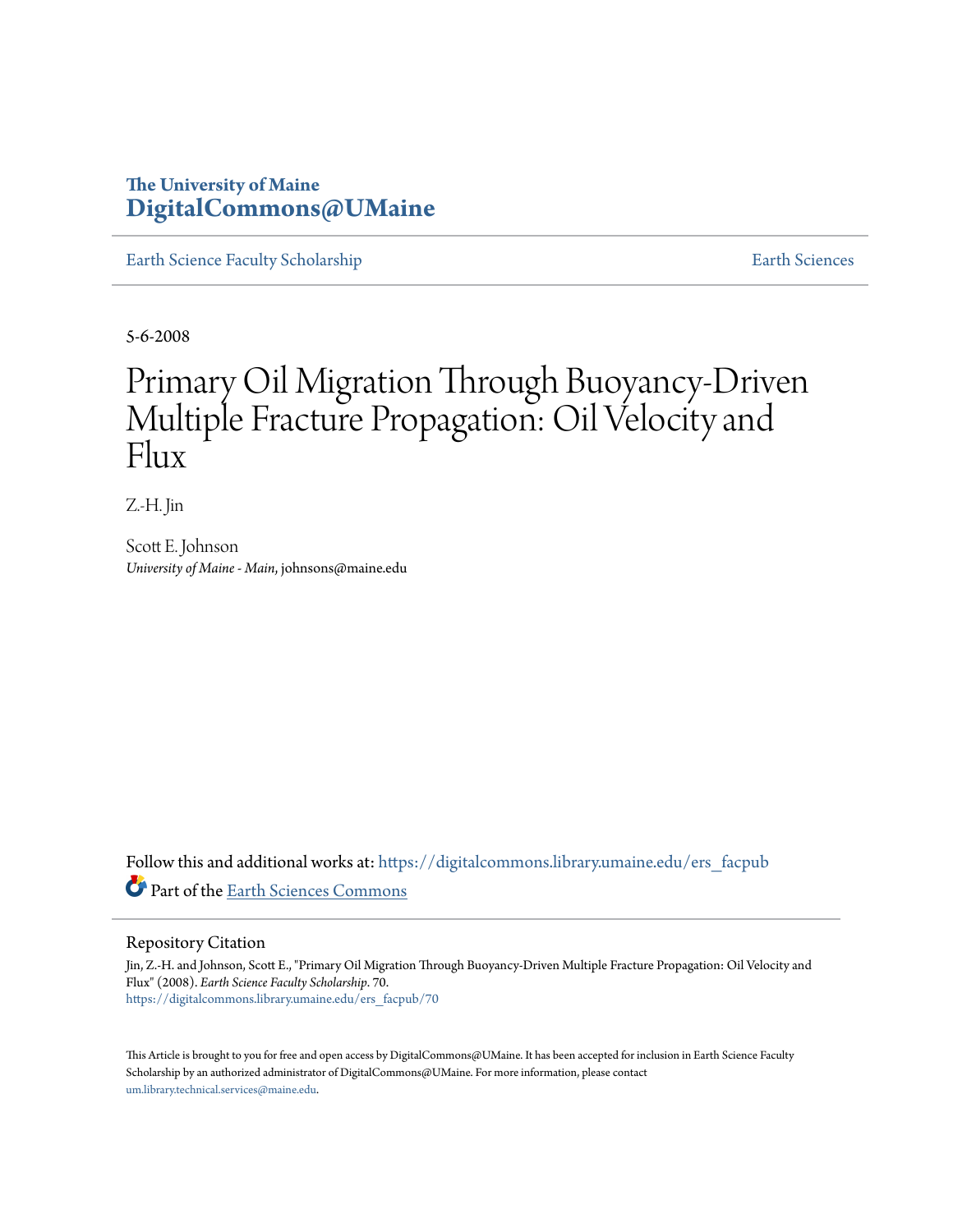The University of Maine
**DigitalCommons@UMaine**

Earth Science Faculty Scholarship | Earth Sciences

5-6-2008

# Primary Oil Migration Through Buoyancy-Driven Multiple Fracture Propagation: Oil Velocity and Flux

Z.-H. Jin

Scott E. Johnson
*University of Maine - Main*, johnsons@maine.edu

Follow this and additional works at: https://digitalcommons.library.umaine.edu/ers_facpub

Part of the Earth Sciences Commons

## Repository Citation

Jin, Z.-H. and Johnson, Scott E., "Primary Oil Migration Through Buoyancy-Driven Multiple Fracture Propagation: Oil Velocity and Flux" (2008). *Earth Science Faculty Scholarship*. 70.
https://digitalcommons.library.umaine.edu/ers_facpub/70

This Article is brought to you for free and open access by DigitalCommons@UMaine. It has been accepted for inclusion in Earth Science Faculty Scholarship by an authorized administrator of DigitalCommons@UMaine. For more information, please contact um.library.technical.services@maine.edu.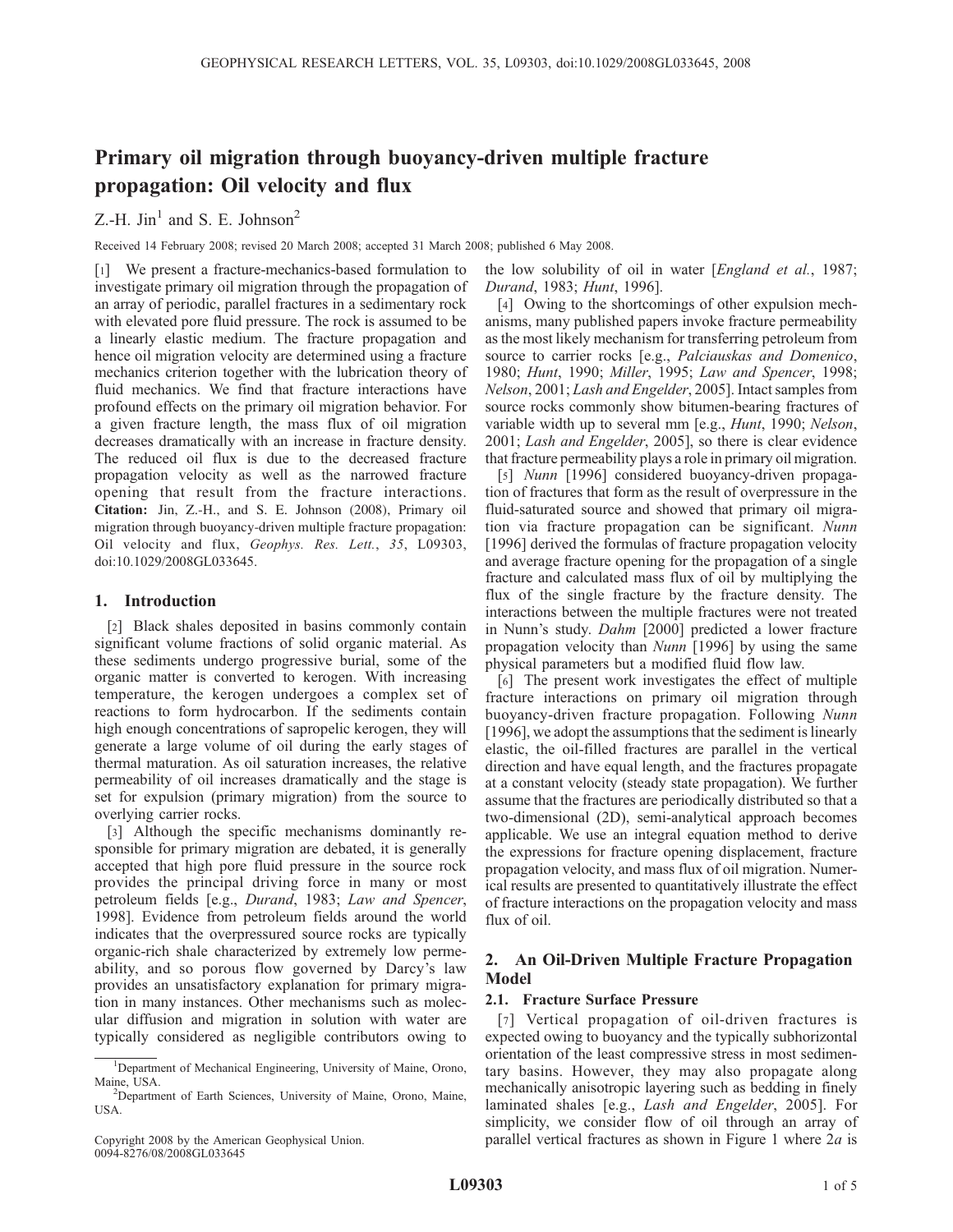# Primary oil migration through buoyancy-driven multiple fracture propagation: Oil velocity and flux

Z.-H. Jin[1] and S. E. Johnson[2]

Received 14 February 2008; revised 20 March 2008; accepted 31 March 2008; published 6 May 2008.

[1] We present a fracture-mechanics-based formulation to investigate primary oil migration through the propagation of an array of periodic, parallel fractures in a sedimentary rock with elevated pore fluid pressure. The rock is assumed to be a linearly elastic medium. The fracture propagation and hence oil migration velocity are determined using a fracture mechanics criterion together with the lubrication theory of fluid mechanics. We find that fracture interactions have profound effects on the primary oil migration behavior. For a given fracture length, the mass flux of oil migration decreases dramatically with an increase in fracture density. The reduced oil flux is due to the decreased fracture propagation velocity as well as the narrowed fracture opening that result from the fracture interactions. **Citation:** Jin, Z.-H., and S. E. Johnson (2008), Primary oil migration through buoyancy-driven multiple fracture propagation: Oil velocity and flux, *Geophys. Res. Lett.*, *35*, L09303, doi:10.1029/2008GL033645.

## 1. Introduction

[2] Black shales deposited in basins commonly contain significant volume fractions of solid organic material. As these sediments undergo progressive burial, some of the organic matter is converted to kerogen. With increasing temperature, the kerogen undergoes a complex set of reactions to form hydrocarbon. If the sediments contain high enough concentrations of sapropelic kerogen, they will generate a large volume of oil during the early stages of thermal maturation. As oil saturation increases, the relative permeability of oil increases dramatically and the stage is set for expulsion (primary migration) from the source to overlying carrier rocks.

[3] Although the specific mechanisms dominantly responsible for primary migration are debated, it is generally accepted that high pore fluid pressure in the source rock provides the principal driving force in many or most petroleum fields [e.g., *Durand*, 1983; *Law and Spencer*, 1998]. Evidence from petroleum fields around the world indicates that the overpressured source rocks are typically organic-rich shale characterized by extremely low permeability, and so porous flow governed by Darcy's law provides an unsatisfactory explanation for primary migration in many instances. Other mechanisms such as molecular diffusion and migration in solution with water are typically considered as negligible contributors owing to the low solubility of oil in water [*England et al.*, 1987; *Durand*, 1983; *Hunt*, 1996].

[4] Owing to the shortcomings of other expulsion mechanisms, many published papers invoke fracture permeability as the most likely mechanism for transferring petroleum from source to carrier rocks [e.g., *Palciauskas and Domenico*, 1980; *Hunt*, 1990; *Miller*, 1995; *Law and Spencer*, 1998; *Nelson*, 2001; *Lash and Engelder*, 2005]. Intact samples from source rocks commonly show bitumen-bearing fractures of variable width up to several mm [e.g., *Hunt*, 1990; *Nelson*, 2001; *Lash and Engelder*, 2005], so there is clear evidence that fracture permeability plays a role in primary oil migration.

[5] *Nunn* [1996] considered buoyancy-driven propagation of fractures that form as the result of overpressure in the fluid-saturated source and showed that primary oil migration via fracture propagation can be significant. *Nunn* [1996] derived the formulas of fracture propagation velocity and average fracture opening for the propagation of a single fracture and calculated mass flux of oil by multiplying the flux of the single fracture by the fracture density. The interactions between the multiple fractures were not treated in Nunn's study. *Dahm* [2000] predicted a lower fracture propagation velocity than *Nunn* [1996] by using the same physical parameters but a modified fluid flow law.

[6] The present work investigates the effect of multiple fracture interactions on primary oil migration through buoyancy-driven fracture propagation. Following *Nunn* [1996], we adopt the assumptions that the sediment is linearly elastic, the oil-filled fractures are parallel in the vertical direction and have equal length, and the fractures propagate at a constant velocity (steady state propagation). We further assume that the fractures are periodically distributed so that a two-dimensional (2D), semi-analytical approach becomes applicable. We use an integral equation method to derive the expressions for fracture opening displacement, fracture propagation velocity, and mass flux of oil migration. Numerical results are presented to quantitatively illustrate the effect of fracture interactions on the propagation velocity and mass flux of oil.

## 2. An Oil-Driven Multiple Fracture Propagation Model

### 2.1. Fracture Surface Pressure

[7] Vertical propagation of oil-driven fractures is expected owing to buoyancy and the typically subhorizontal orientation of the least compressive stress in most sedimentary basins. However, they may also propagate along mechanically anisotropic layering such as bedding in finely laminated shales [e.g., *Lash and Engelder*, 2005]. For simplicity, we consider flow of oil through an array of parallel vertical fractures as shown in Figure 1 where $2a$ is

[1] Department of Mechanical Engineering, University of Maine, Orono, Maine, USA.

[2] Department of Earth Sciences, University of Maine, Orono, Maine, USA.

Copyright 2008 by the American Geophysical Union.
0094-8276/08/2008GL033645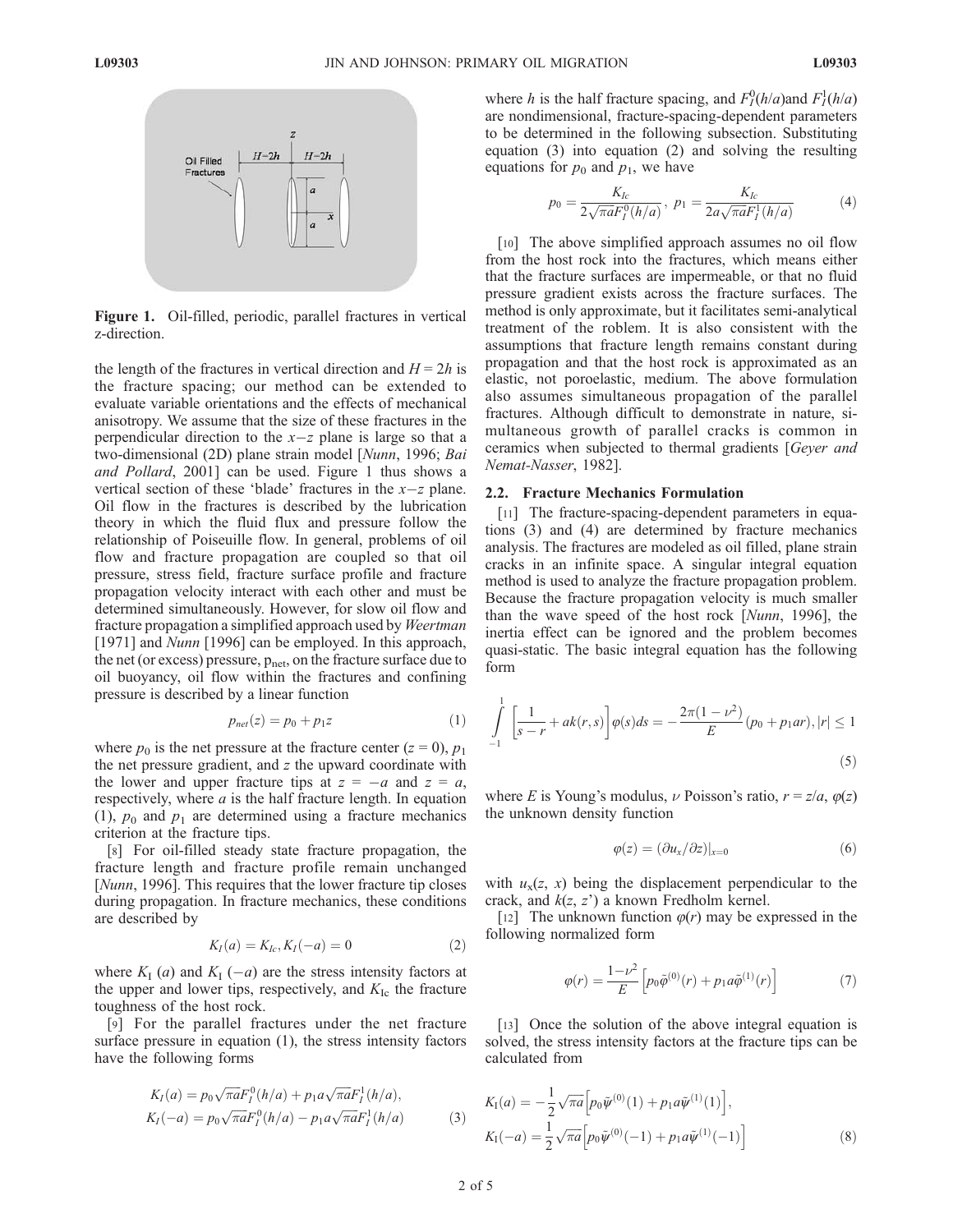Figure 1. Oil-filled, periodic, parallel fractures in vertical z-direction.

the length of the fractures in vertical direction and $H = 2h$ is the fracture spacing; our method can be extended to evaluate variable orientations and the effects of mechanical anisotropy. We assume that the size of these fractures in the perpendicular direction to the $x-z$ plane is large so that a two-dimensional (2D) plane strain model [*Nunn*, 1996; *Bai and Pollard*, 2001] can be used. Figure 1 thus shows a vertical section of these 'blade' fractures in the $x-z$ plane. Oil flow in the fractures is described by the lubrication theory in which the fluid flux and pressure follow the relationship of Poiseuille flow. In general, problems of oil flow and fracture propagation are coupled so that oil pressure, stress field, fracture surface profile and fracture propagation velocity interact with each other and must be determined simultaneously. However, for slow oil flow and fracture propagation a simplified approach used by *Weertman* [1971] and *Nunn* [1996] can be employed. In this approach, the net (or excess) pressure, $p_{net}$, on the fracture surface due to oil buoyancy, oil flow within the fractures and confining pressure is described by a linear function

$$p_{net}(z) = p_0 + p_1 z \tag{1}$$

where $p_0$ is the net pressure at the fracture center ($z = 0$), $p_1$ the net pressure gradient, and $z$ the upward coordinate with the lower and upper fracture tips at $z = -a$ and $z = a$, respectively, where $a$ is the half fracture length. In equation (1), $p_0$ and $p_1$ are determined using a fracture mechanics criterion at the fracture tips.

[8] For oil-filled steady state fracture propagation, the fracture length and fracture profile remain unchanged [*Nunn*, 1996]. This requires that the lower fracture tip closes during propagation. In fracture mechanics, these conditions are described by

$$K_I(a) = K_{Ic}, K_I(-a) = 0 \tag{2}$$

where $K_I(a)$ and $K_I(-a)$ are the stress intensity factors at the upper and lower tips, respectively, and $K_{Ic}$ the fracture toughness of the host rock.

[9] For the parallel fractures under the net fracture surface pressure in equation (1), the stress intensity factors have the following forms

$$\begin{aligned} K_I(a) &= p_0\sqrt{\pi a}F_I^0(h/a) + p_1 a\sqrt{\pi a}F_I^1(h/a), \\ K_I(-a) &= p_0\sqrt{\pi a}F_I^0(h/a) - p_1 a\sqrt{\pi a}F_I^1(h/a) \end{aligned} \tag{3}$$

where $h$ is the half fracture spacing, and $F_I^0(h/a)$and $F_I^1(h/a)$ are nondimensional, fracture-spacing-dependent parameters to be determined in the following subsection. Substituting equation (3) into equation (2) and solving the resulting equations for $p_0$ and $p_1$, we have

$$p_0 = \frac{K_{Ic}}{2\sqrt{\pi a}F_I^0(h/a)},\ p_1 = \frac{K_{Ic}}{2a\sqrt{\pi a}F_I^1(h/a)} \tag{4}$$

[10] The above simplified approach assumes no oil flow from the host rock into the fractures, which means either that the fracture surfaces are impermeable, or that no fluid pressure gradient exists across the fracture surfaces. The method is only approximate, but it facilitates semi-analytical treatment of the roblem. It is also consistent with the assumptions that fracture length remains constant during propagation and that the host rock is approximated as an elastic, not poroelastic, medium. The above formulation also assumes simultaneous propagation of the parallel fractures. Although difficult to demonstrate in nature, simultaneous growth of parallel cracks is common in ceramics when subjected to thermal gradients [*Geyer and Nemat-Nasser*, 1982].

## 2.2. Fracture Mechanics Formulation

[11] The fracture-spacing-dependent parameters in equations (3) and (4) are determined by fracture mechanics analysis. The fractures are modeled as oil filled, plane strain cracks in an infinite space. A singular integral equation method is used to analyze the fracture propagation problem. Because the fracture propagation velocity is much smaller than the wave speed of the host rock [*Nunn*, 1996], the inertia effect can be ignored and the problem becomes quasi-static. The basic integral equation has the following form

$$\int_{-1}^{1}\left[\frac{1}{s-r} + ak(r,s)\right]\varphi(s)ds = -\frac{2\pi(1-\nu^2)}{E}(p_0 + p_1 ar), |r| \le 1 \tag{5}$$

where $E$ is Young's modulus, $\nu$ Poisson's ratio, $r = z/a$, $\varphi(z)$ the unknown density function

$$\varphi(z) = (\partial u_x/\partial z)|_{x=0} \tag{6}$$

with $u_x(z, x)$ being the displacement perpendicular to the crack, and $k(z, z')$ a known Fredholm kernel.

[12] The unknown function $\varphi(r)$ may be expressed in the following normalized form

$$\varphi(r) = \frac{1-\nu^2}{E}\left[p_0\tilde{\varphi}^{(0)}(r) + p_1 a\tilde{\varphi}^{(1)}(r)\right] \tag{7}$$

[13] Once the solution of the above integral equation is solved, the stress intensity factors at the fracture tips can be calculated from

$$\begin{aligned} K_I(a) &= -\frac{1}{2}\sqrt{\pi a}\left[p_0\tilde{\psi}^{(0)}(1) + p_1 a\tilde{\psi}^{(1)}(1)\right], \\ K_I(-a) &= \frac{1}{2}\sqrt{\pi a}\left[p_0\tilde{\psi}^{(0)}(-1) + p_1 a\tilde{\psi}^{(1)}(-1)\right] \end{aligned} \tag{8}$$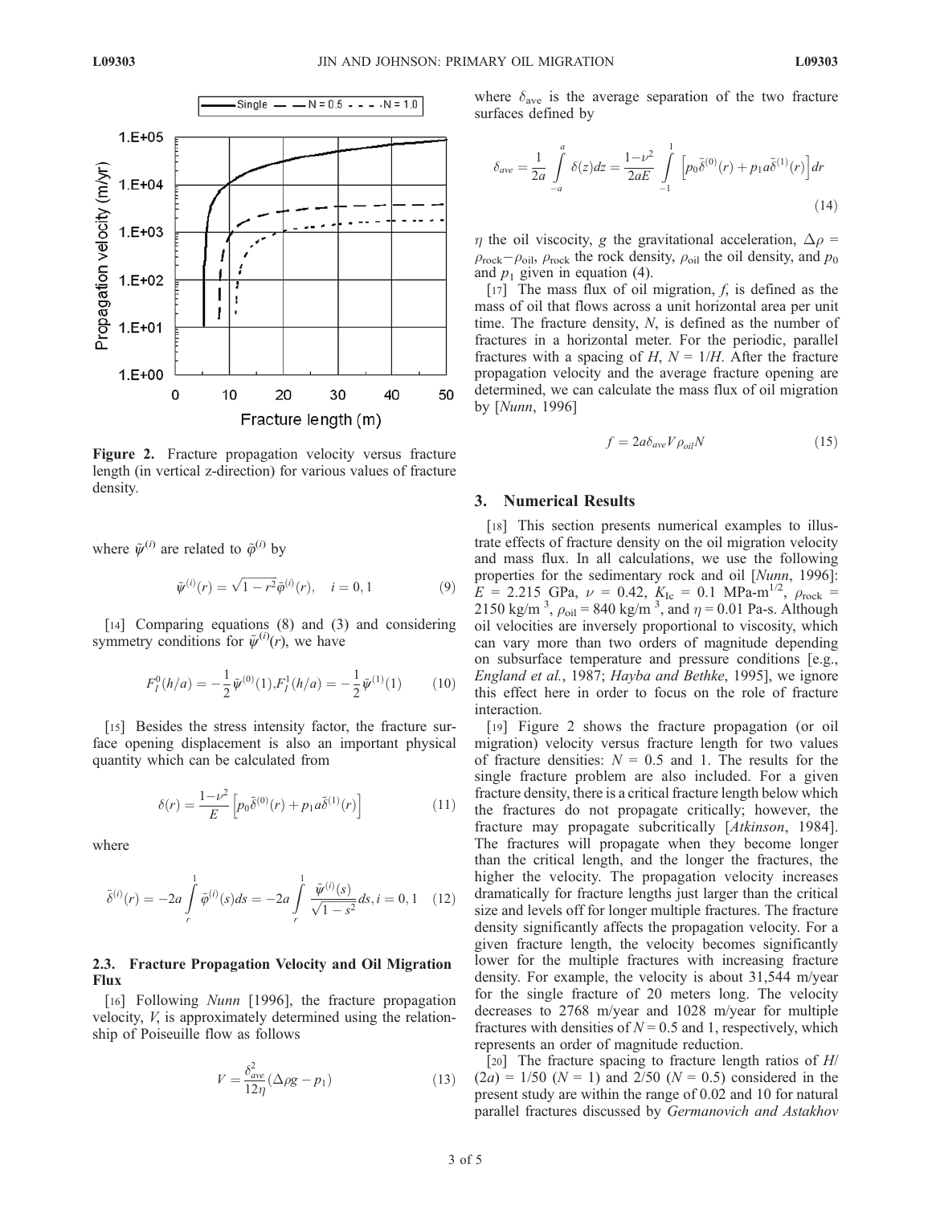Figure 2. Fracture propagation velocity versus fracture length (in vertical z-direction) for various values of fracture density.

where $\tilde{\psi}^{(i)}$ are related to $\tilde{\varphi}^{(i)}$ by

$$\tilde{\psi}^{(i)}(r) = \sqrt{1-r^2}\tilde{\varphi}^{(i)}(r), \quad i = 0, 1 \tag{9}$$

[14] Comparing equations (8) and (3) and considering symmetry conditions for $\tilde{\psi}^{(i)}(r)$, we have

$$F_I^0(h/a) = -\frac{1}{2}\tilde{\psi}^{(0)}(1), F_I^1(h/a) = -\frac{1}{2}\tilde{\psi}^{(1)}(1) \tag{10}$$

[15] Besides the stress intensity factor, the fracture surface opening displacement is also an important physical quantity which can be calculated from

$$\delta(r) = \frac{1-\nu^2}{E}\left[p_0\tilde{\delta}^{(0)}(r) + p_1 a\tilde{\delta}^{(1)}(r)\right] \tag{11}$$

where

$$\tilde{\delta}^{(i)}(r) = -2a\int_r^1 \tilde{\varphi}^{(i)}(s)ds = -2a\int_r^1 \frac{\tilde{\psi}^{(i)}(s)}{\sqrt{1-s^2}}ds, i = 0, 1 \tag{12}$$

### 2.3. Fracture Propagation Velocity and Oil Migration Flux

[16] Following *Nunn* [1996], the fracture propagation velocity, $V$, is approximately determined using the relationship of Poiseuille flow as follows

$$V = \frac{\delta_{ave}^2}{12\eta}(\Delta\rho g - p_1) \tag{13}$$

where $\delta_{ave}$ is the average separation of the two fracture surfaces defined by

$$\delta_{ave} = \frac{1}{2a}\int_{-a}^{a}\delta(z)dz = \frac{1-\nu^2}{2aE}\int_{-1}^{1}\left[p_0\tilde{\delta}^{(0)}(r) + p_1 a\tilde{\delta}^{(1)}(r)\right]dr \tag{14}$$

$\eta$ the oil viscocity, $g$ the gravitational acceleration, $\Delta\rho = \rho_{rock} - \rho_{oil}$, $\rho_{rock}$ the rock density, $\rho_{oil}$ the oil density, and $p_0$ and $p_1$ given in equation (4).

[17] The mass flux of oil migration, $f$, is defined as the mass of oil that flows across a unit horizontal area per unit time. The fracture density, $N$, is defined as the number of fractures in a horizontal meter. For the periodic, parallel fractures with a spacing of $H$, $N = 1/H$. After the fracture propagation velocity and the average fracture opening are determined, we can calculate the mass flux of oil migration by [*Nunn*, 1996]

$$f = 2a\delta_{ave}V\rho_{oil}N \tag{15}$$

## 3. Numerical Results

[18] This section presents numerical examples to illustrate effects of fracture density on the oil migration velocity and mass flux. In all calculations, we use the following properties for the sedimentary rock and oil [*Nunn*, 1996]: $E$ = 2.215 GPa, $\nu$ = 0.42, $K_{Ic}$ = 0.1 MPa-m$^{1/2}$, $\rho_{rock}$ = 2150 kg/m$^3$, $\rho_{oil}$ = 840 kg/m$^3$, and $\eta$ = 0.01 Pa-s. Although oil velocities are inversely proportional to viscosity, which can vary more than two orders of magnitude depending on subsurface temperature and pressure conditions [e.g., *England et al.*, 1987; *Hayba and Bethke*, 1995], we ignore this effect here in order to focus on the role of fracture interaction.

[19] Figure 2 shows the fracture propagation (or oil migration) velocity versus fracture length for two values of fracture densities: $N$ = 0.5 and 1. The results for the single fracture problem are also included. For a given fracture density, there is a critical fracture length below which the fractures do not propagate critically; however, the fracture may propagate subcritically [*Atkinson*, 1984]. The fractures will propagate when they become longer than the critical length, and the longer the fractures, the higher the velocity. The propagation velocity increases dramatically for fracture lengths just larger than the critical size and levels off for longer multiple fractures. The fracture density significantly affects the propagation velocity. For a given fracture length, the velocity becomes significantly lower for the multiple fractures with increasing fracture density. For example, the velocity is about 31,544 m/year for the single fracture of 20 meters long. The velocity decreases to 2768 m/year and 1028 m/year for multiple fractures with densities of $N$ = 0.5 and 1, respectively, which represents an order of magnitude reduction.

[20] The fracture spacing to fracture length ratios of $H/(2a)$ = 1/50 ($N$ = 1) and 2/50 ($N$ = 0.5) considered in the present study are within the range of 0.02 and 10 for natural parallel fractures discussed by *Germanovich and Astakhov*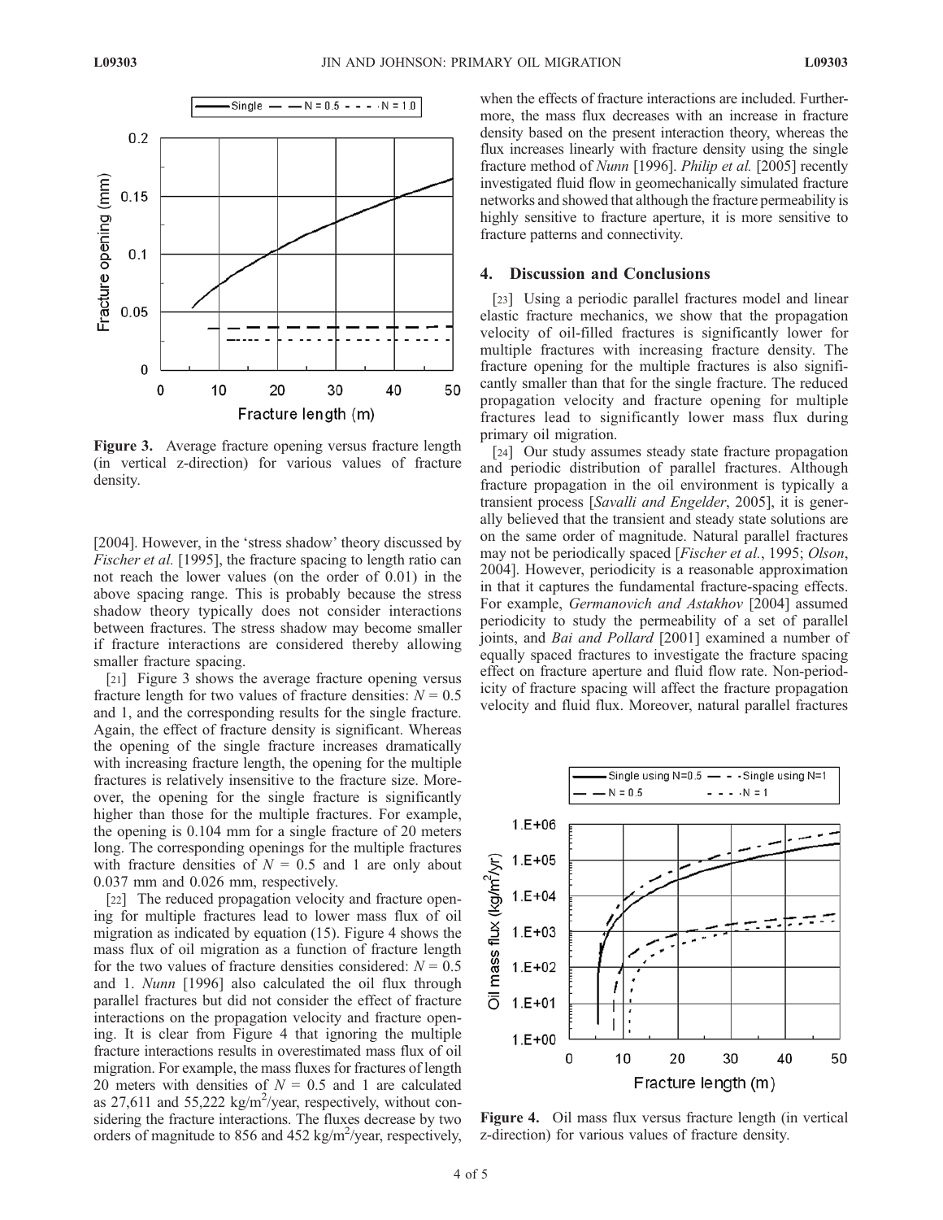Figure 3. Average fracture opening versus fracture length (in vertical z-direction) for various values of fracture density.

[2004]. However, in the 'stress shadow' theory discussed by *Fischer et al.* [1995], the fracture spacing to length ratio can not reach the lower values (on the order of 0.01) in the above spacing range. This is probably because the stress shadow theory typically does not consider interactions between fractures. The stress shadow may become smaller if fracture interactions are considered thereby allowing smaller fracture spacing.

[21] Figure 3 shows the average fracture opening versus fracture length for two values of fracture densities: $N = 0.5$ and 1, and the corresponding results for the single fracture. Again, the effect of fracture density is significant. Whereas the opening of the single fracture increases dramatically with increasing fracture length, the opening for the multiple fractures is relatively insensitive to the fracture size. Moreover, the opening for the single fracture is significantly higher than those for the multiple fractures. For example, the opening is 0.104 mm for a single fracture of 20 meters long. The corresponding openings for the multiple fractures with fracture densities of $N = 0.5$ and 1 are only about 0.037 mm and 0.026 mm, respectively.

[22] The reduced propagation velocity and fracture opening for multiple fractures lead to lower mass flux of oil migration as indicated by equation (15). Figure 4 shows the mass flux of oil migration as a function of fracture length for the two values of fracture densities considered: $N = 0.5$ and 1. *Nunn* [1996] also calculated the oil flux through parallel fractures but did not consider the effect of fracture interactions on the propagation velocity and fracture opening. It is clear from Figure 4 that ignoring the multiple fracture interactions results in overestimated mass flux of oil migration. For example, the mass fluxes for fractures of length 20 meters with densities of $N = 0.5$ and 1 are calculated as 27,611 and 55,222 $kg/m^2$/year, respectively, without considering the fracture interactions. The fluxes decrease by two orders of magnitude to 856 and 452 $kg/m^2$/year, respectively, when the effects of fracture interactions are included. Furthermore, the mass flux decreases with an increase in fracture density based on the present interaction theory, whereas the flux increases linearly with fracture density using the single fracture method of *Nunn* [1996]. *Philip et al.* [2005] recently investigated fluid flow in geomechanically simulated fracture networks and showed that although the fracture permeability is highly sensitive to fracture aperture, it is more sensitive to fracture patterns and connectivity.

## 4. Discussion and Conclusions

[23] Using a periodic parallel fractures model and linear elastic fracture mechanics, we show that the propagation velocity of oil-filled fractures is significantly lower for multiple fractures with increasing fracture density. The fracture opening for the multiple fractures is also significantly smaller than that for the single fracture. The reduced propagation velocity and fracture opening for multiple fractures lead to significantly lower mass flux during primary oil migration.

[24] Our study assumes steady state fracture propagation and periodic distribution of parallel fractures. Although fracture propagation in the oil environment is typically a transient process [*Savalli and Engelder*, 2005], it is generally believed that the transient and steady state solutions are on the same order of magnitude. Natural parallel fractures may not be periodically spaced [*Fischer et al.*, 1995; *Olson*, 2004]. However, periodicity is a reasonable approximation in that it captures the fundamental fracture-spacing effects. For example, *Germanovich and Astakhov* [2004] assumed periodicity to study the permeability of a set of parallel joints, and *Bai and Pollard* [2001] examined a number of equally spaced fractures to investigate the fracture spacing effect on fracture aperture and fluid flow rate. Non-periodicity of fracture spacing will affect the fracture propagation velocity and fluid flux. Moreover, natural parallel fractures

Figure 4. Oil mass flux versus fracture length (in vertical z-direction) for various values of fracture density.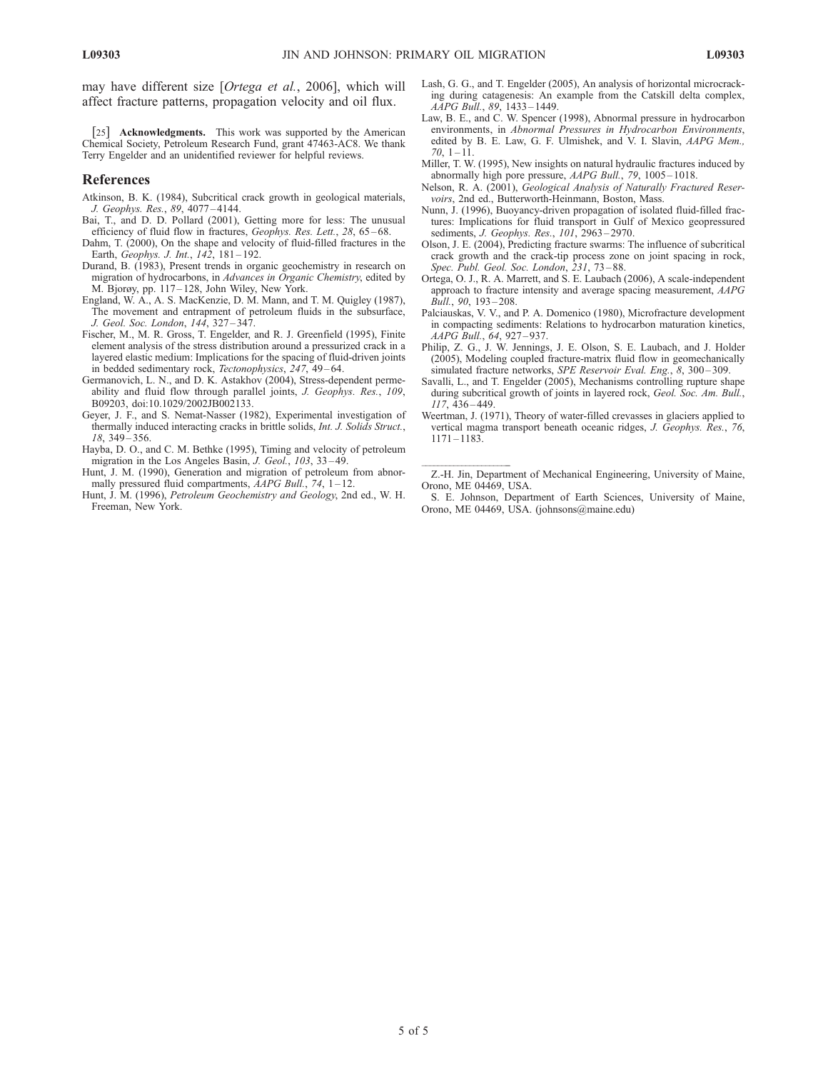may have different size [*Ortega et al.*, 2006], which will affect fracture patterns, propagation velocity and oil flux.

[25] **Acknowledgments.** This work was supported by the American Chemical Society, Petroleum Research Fund, grant 47463-AC8. We thank Terry Engelder and an unidentified reviewer for helpful reviews.

## References

Atkinson, B. K. (1984), Subcritical crack growth in geological materials, *J. Geophys. Res.*, *89*, 4077–4144.

Bai, T., and D. D. Pollard (2001), Getting more for less: The unusual efficiency of fluid flow in fractures, *Geophys. Res. Lett.*, *28*, 65–68.

Dahm, T. (2000), On the shape and velocity of fluid-filled fractures in the Earth, *Geophys. J. Int.*, *142*, 181–192.

Durand, B. (1983), Present trends in organic geochemistry in research on migration of hydrocarbons, in *Advances in Organic Chemistry*, edited by M. Bjorøy, pp. 117–128, John Wiley, New York.

England, W. A., A. S. MacKenzie, D. M. Mann, and T. M. Quigley (1987), The movement and entrapment of petroleum fluids in the subsurface, *J. Geol. Soc. London*, *144*, 327–347.

Fischer, M., M. R. Gross, T. Engelder, and R. J. Greenfield (1995), Finite element analysis of the stress distribution around a pressurized crack in a layered elastic medium: Implications for the spacing of fluid-driven joints in bedded sedimentary rock, *Tectonophysics*, *247*, 49–64.

Germanovich, L. N., and D. K. Astakhov (2004), Stress-dependent permeability and fluid flow through parallel joints, *J. Geophys. Res.*, *109*, B09203, doi:10.1029/2002JB002133.

Geyer, J. F., and S. Nemat-Nasser (1982), Experimental investigation of thermally induced interacting cracks in brittle solids, *Int. J. Solids Struct.*, *18*, 349–356.

Hayba, D. O., and C. M. Bethke (1995), Timing and velocity of petroleum migration in the Los Angeles Basin, *J. Geol.*, *103*, 33–49.

Hunt, J. M. (1990), Generation and migration of petroleum from abnormally pressured fluid compartments, *AAPG Bull.*, *74*, 1–12.

Hunt, J. M. (1996), *Petroleum Geochemistry and Geology*, 2nd ed., W. H. Freeman, New York.

Lash, G. G., and T. Engelder (2005), An analysis of horizontal microcracking during catagenesis: An example from the Catskill delta complex, *AAPG Bull.*, *89*, 1433–1449.

Law, B. E., and C. W. Spencer (1998), Abnormal pressure in hydrocarbon environments, in *Abnormal Pressures in Hydrocarbon Environments*, edited by B. E. Law, G. F. Ulmishek, and V. I. Slavin, *AAPG Mem.*, *70*, 1–11.

Miller, T. W. (1995), New insights on natural hydraulic fractures induced by abnormally high pore pressure, *AAPG Bull.*, *79*, 1005–1018.

Nelson, R. A. (2001), *Geological Analysis of Naturally Fractured Reservoirs*, 2nd ed., Butterworth-Heinmann, Boston, Mass.

Nunn, J. (1996), Buoyancy-driven propagation of isolated fluid-filled fractures: Implications for fluid transport in Gulf of Mexico geopressured sediments, *J. Geophys. Res.*, *101*, 2963–2970.

Olson, J. E. (2004), Predicting fracture swarms: The influence of subcritical crack growth and the crack-tip process zone on joint spacing in rock, *Spec. Publ. Geol. Soc. London*, *231*, 73–88.

Ortega, O. J., R. A. Marrett, and S. E. Laubach (2006), A scale-independent approach to fracture intensity and average spacing measurement, *AAPG Bull.*, *90*, 193–208.

Palciauskas, V. V., and P. A. Domenico (1980), Microfracture development in compacting sediments: Relations to hydrocarbon maturation kinetics, *AAPG Bull.*, *64*, 927–937.

Philip, Z. G., J. W. Jennings, J. E. Olson, S. E. Laubach, and J. Holder (2005), Modeling coupled fracture-matrix fluid flow in geomechanically simulated fracture networks, *SPE Reservoir Eval. Eng.*, *8*, 300–309.

Savalli, L., and T. Engelder (2005), Mechanisms controlling rupture shape during subcritical growth of joints in layered rock, *Geol. Soc. Am. Bull.*, *117*, 436–449.

Weertman, J. (1971), Theory of water-filled crevasses in glaciers applied to vertical magma transport beneath oceanic ridges, *J. Geophys. Res.*, *76*, 1171–1183.

---

Z.-H. Jin, Department of Mechanical Engineering, University of Maine, Orono, ME 04469, USA.

S. E. Johnson, Department of Earth Sciences, University of Maine, Orono, ME 04469, USA. (johnsons@maine.edu)